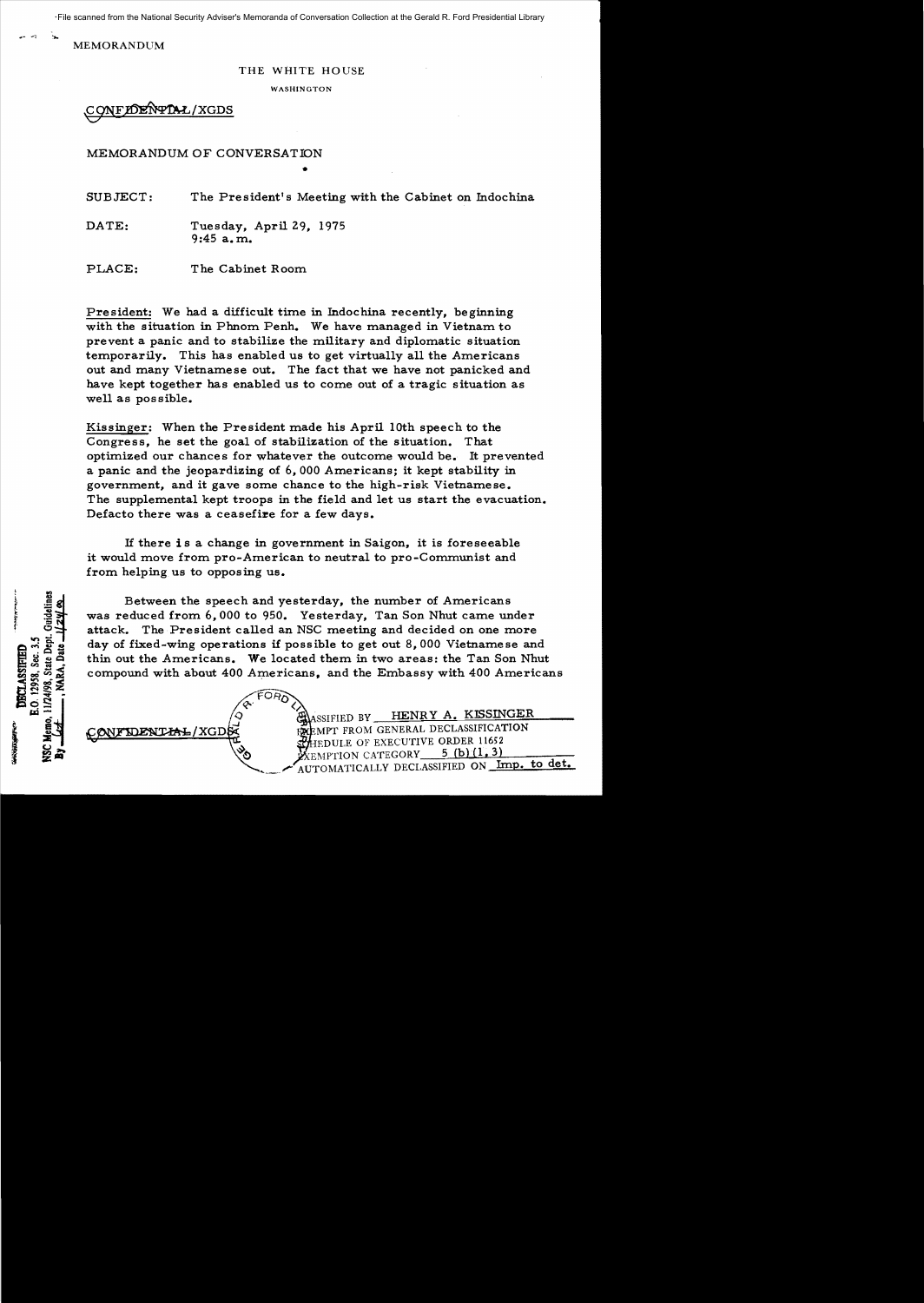File scanned from the National Security Adviser's Memoranda of Conversation Collection at the Gerald R. Ford Presidential Library

MEMORANDUM

THE WHITE HOUSE

WASHINGTON

CONFIDENTIAL/XGDS

MEMORANDUM OF CONVERSATION

SUBJECT: The President's Meeting with the Cabinet on Indochina

DATE: Tuesday, April 29, 1975
9:45 a.m.

PLACE: The Cabinet Room

President: We had a difficult time in Indochina recently, beginning with the situation in Phnom Penh. We have managed in Vietnam to prevent a panic and to stabilize the military and diplomatic situation temporarily. This has enabled us to get virtually all the Americans out and many Vietnamese out. The fact that we have not panicked and have kept together has enabled us to come out of a tragic situation as well as possible.

Kissinger: When the President made his April 10th speech to the Congress, he set the goal of stabilization of the situation. That optimized our chances for whatever the outcome would be. It prevented a panic and the jeopardizing of 6,000 Americans; it kept stability in government, and it gave some chance to the high-risk Vietnamese. The supplemental kept troops in the field and let us start the evacuation. Defacto there was a ceasefire for a few days.

If there is a change in government in Saigon, it is foreseeable it would move from pro-American to neutral to pro-Communist and from helping us to opposing us.

Between the speech and yesterday, the number of Americans was reduced from 6,000 to 950. Yesterday, Tan Son Nhut came under attack. The President called an NSC meeting and decided on one more day of fixed-wing operations if possible to get out 8,000 Vietnamese and thin out the Americans. We located them in two areas: the Tan Son Nhut compound with about 400 Americans, and the Embassy with 400 Americans

DECLASSIFIED
E.O. 12958, Sec. 3.5
NSC Memo, 11/24/98, State Dept. Guidelines
By ___, NARA, Date ___

CONFIDENTIAL/XGDS

CLASSIFIED BY HENRY A. KISSINGER
EXEMPT FROM GENERAL DECLASSIFICATION
SCHEDULE OF EXECUTIVE ORDER 11652
EXEMPTION CATEGORY 5 (b) (1, 3)
AUTOMATICALLY DECLASSIFIED ON Imp. to det.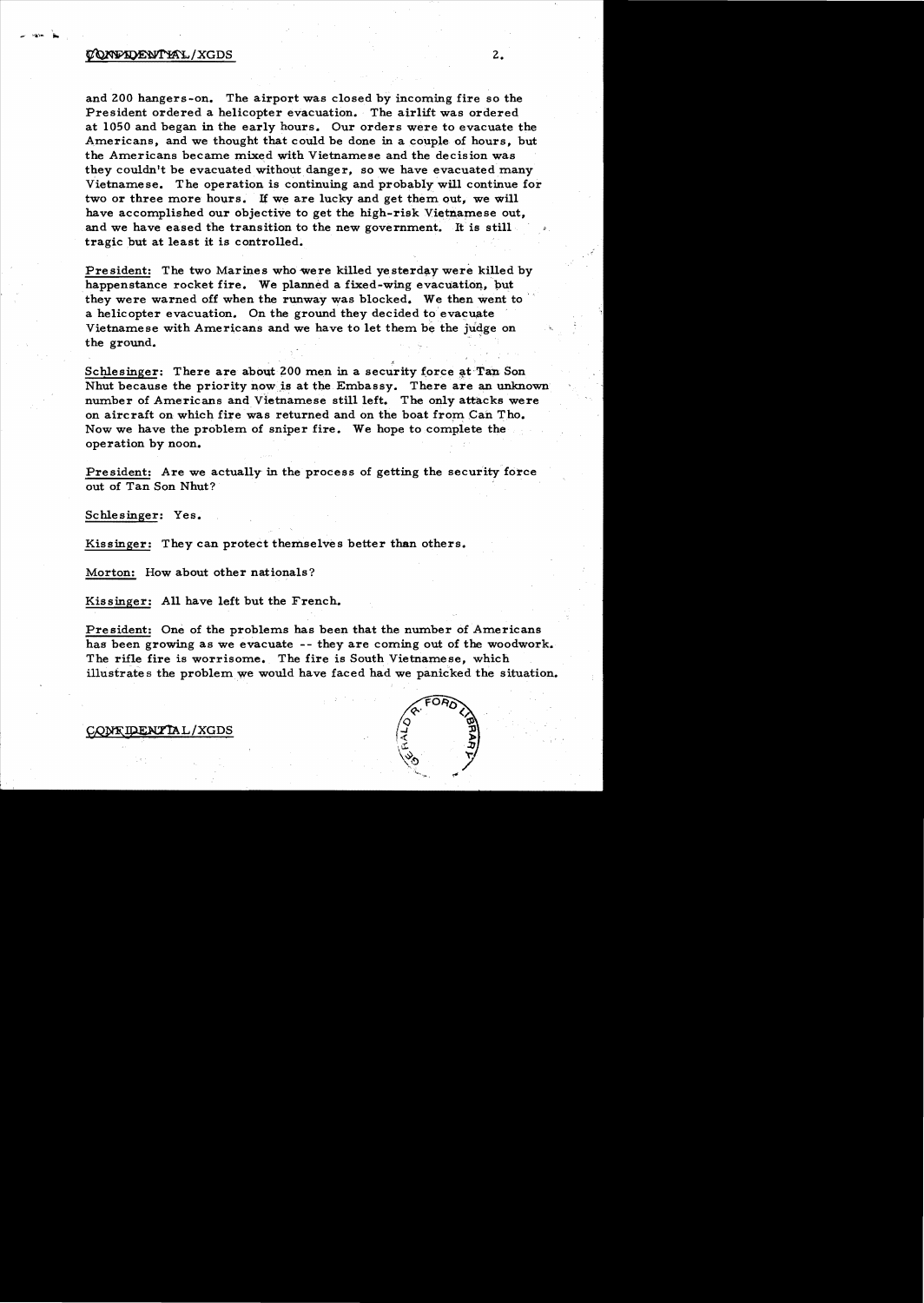and 200 hangers-on. The airport was closed by incoming fire so the President ordered a helicopter evacuation. The airlift was ordered at 1050 and began in the early hours. Our orders were to evacuate the Americans, and we thought that could be done in a couple of hours, but the Americans became mixed with Vietnamese and the decision was they couldn't be evacuated without danger, so we have evacuated many Vietnamese. The operation is continuing and probably will continue for two or three more hours. If we are lucky and get them out, we will have accomplished our objective to get the high-risk Vietnamese out, and we have eased the transition to the new government. It is still tragic but at least it is controlled.

President: The two Marines who were killed yesterday were killed by happenstance rocket fire. We planned a fixed-wing evacuation, but they were warned off when the runway was blocked. We then went to a helicopter evacuation. On the ground they decided to evacuate Vietnamese with Americans and we have to let them be the judge on the ground.

Schlesinger: There are about 200 men in a security force at Tan Son Nhut because the priority now is at the Embassy. There are an unknown number of Americans and Vietnamese still left. The only attacks were on aircraft on which fire was returned and on the boat from Can Tho. Now we have the problem of sniper fire. We hope to complete the operation by noon.

President: Are we actually in the process of getting the security force out of Tan Son Nhut?

Schlesinger: Yes.

Kissinger: They can protect themselves better than others.

Morton: How about other nationals?

Kissinger: All have left but the French.

President: One of the problems has been that the number of Americans has been growing as we evacuate -- they are coming out of the woodwork. The rifle fire is worrisome. The fire is South Vietnamese, which illustrates the problem we would have faced had we panicked the situation.

CONFIDENTIAL/XGDS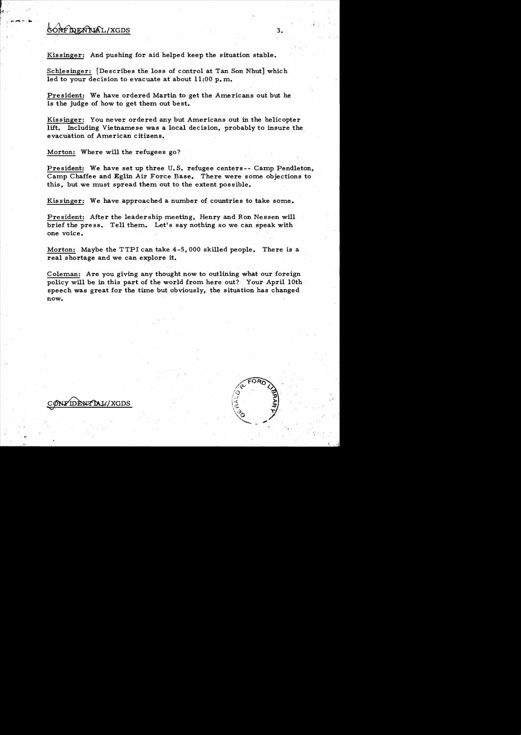CONFIDENTIAL/XGDS

Kissinger: And pushing for aid helped keep the situation stable.

Schlesinger: [Describes the loss of control at Tan Son Nhut] which led to your decision to evacuate at about 11:00 p.m.

President: We have ordered Martin to get the Americans out but he is the judge of how to get them out best.

Kissinger: You never ordered any but Americans out in the helicopter lift. Including Vietnamese was a local decision, probably to insure the evacuation of American citizens.

Morton: Where will the refugees go?

President: We have set up three U.S. refugee centers-- Camp Pendleton, Camp Chaffee and Eglin Air Force Base. There were some objections to this, but we must spread them out to the extent possible.

Kissinger: We have approached a number of countries to take some.

President: After the leadership meeting, Henry and Ron Nessen will brief the press. Tell them. Let's say nothing so we can speak with one voice.

Morton: Maybe the TTPI can take 4-5,000 skilled people. There is a real shortage and we can explore it.

Coleman: Are you giving any thought now to outlining what our foreign policy will be in this part of the world from here out? Your April 10th speech was great for the time but obviously, the situation has changed now.

CONFIDENTIAL/XGDS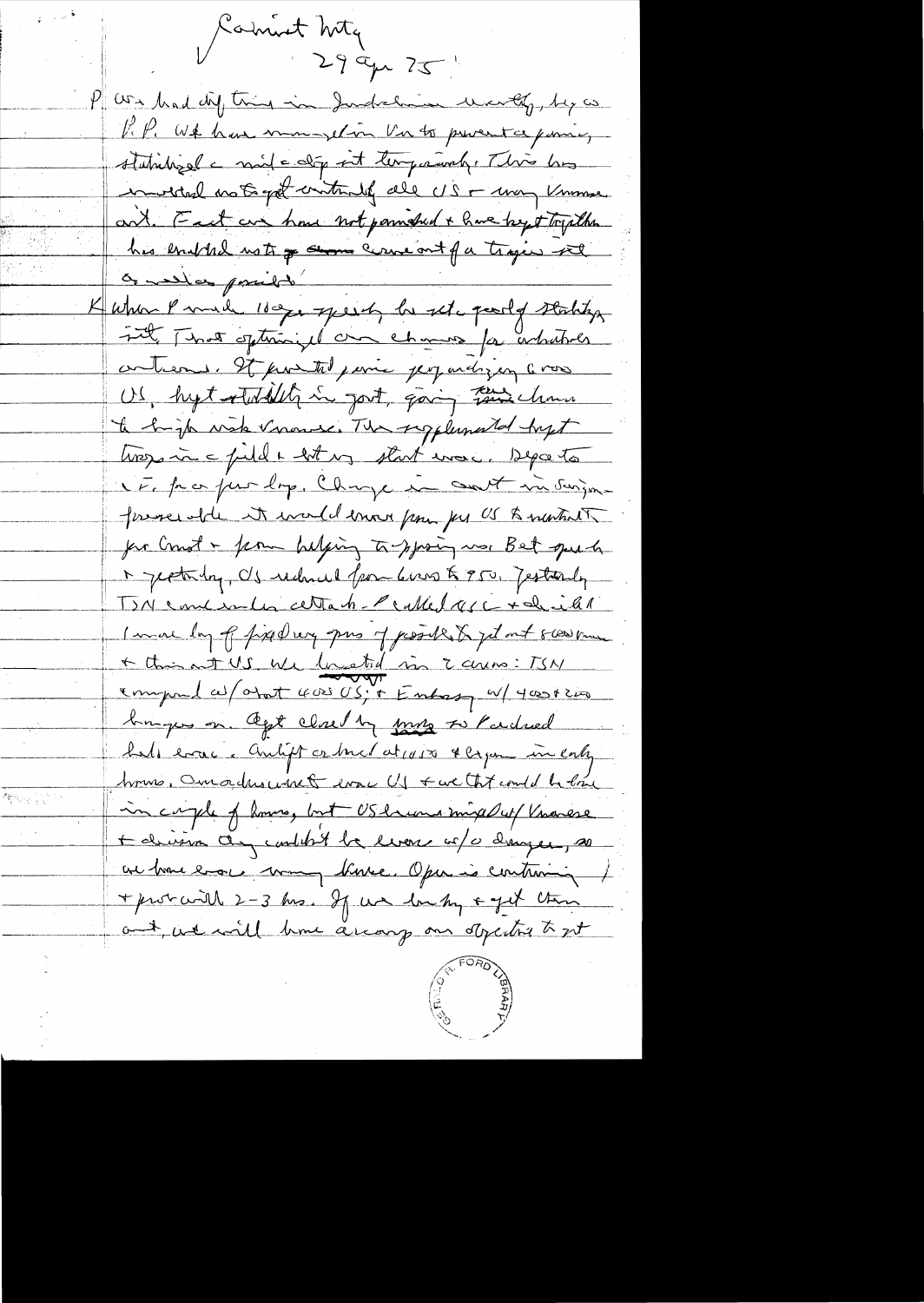Cabinet Mtg

29 Apr 75

P. We had diff time in Indochina recently, to say the least. We have managed in Vn to prevent a panic, stabilized a mil. a sit temporarily. This has enabled us to get virtually all US + many Vnamese out. Fact we have not panicked + have kept together has enabled us to get some come out of a tragic sit as well as possible.

K When P made 10 Apr speech, he set goal of stabilizing sit. That optimized our chances for orderly evacuations. It prevented panic jeopardizing evac. US, kept stability in govt, giving time to the high risk Vnamese. The supplemental kept troops in the field + let us start evac. Departure of Thieu for a few days. Change in govt in Saigon. Pressure that it would mean from per US to neutralize per Cong + from helping to opposing us. But yesterday + yesterday, US reduced from 6000 to 950. Yesterday TSN came under attack. P called WSAG + decided I more day of fixed wing ops if possible to get out 8000 more + then out US. We located in 2 areas: TSN compound w/about 4000 US; + Embassy w/ 400 + 200 hangers on. Dept closed by ships to Pacific. had evac. Airlift ordered at 10 10 + began in early hours. Our adjustment evac US + we thot could be done in couple of hours, but US Vnamese mixed w/ Vnamese + division they couldn't be evac w/o danger, so we have evac many Vnamese. Oper is continuing + prob will 2-3 hrs. If we lucky + get them out, we will have accomp our objectives to get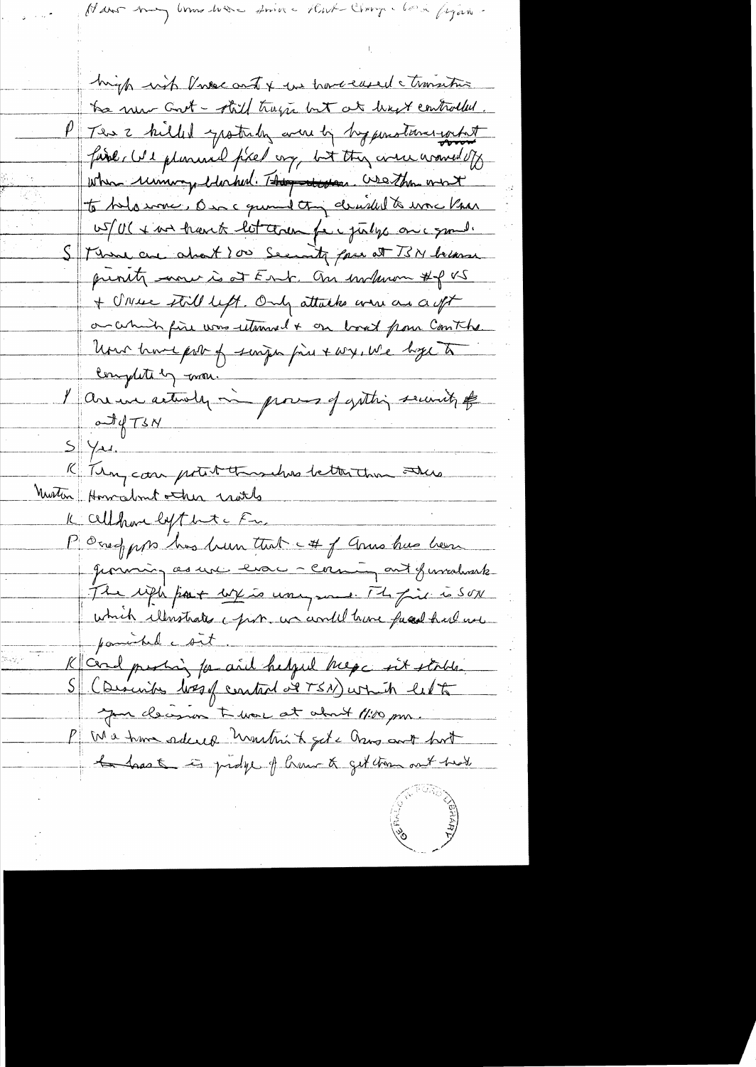Have many more there since Kirk-Cheney-Lowe flying -

high with Vnese and & we have eased the transition to new Govt - still tragic but at least controlled.

P Two 2 killed yesterday were by hyperstimulated, not hostile fire. We planned fixed wing, but they were waved off when runways blocked. Weather went to helo war. Once ground they decided to move Vnese w/ UC & we have to let them fire judge on ground.

S There are about 200 Security forces at TSN because priority now is at Emb. Am unknown # of US & Vnese still left. Only attacks were on acft on which fire was returned & on boat from Con Tho. Now have part of sniper fire & wx. We hope to complete by noon.

P Are we actually in process of getting security out of TSN

S Yes.

K They can protect themselves better than others

Marten: How about other roads

K All have left but the Emb.

P One of pros has been that the # of Vnese has been growing as we evac - coming out of woodwork. The ugly part & wx is now same. The fire is SVN which illustrates the point. We would have faced had we panicked the air.

K And pushing for aid helped keep it stable.

S (Describes loss of control at TSN) which led to your decision to move at about 11:00 pm.

P We have ordered Martin to get the Ams out but the last is judge of how to get them out but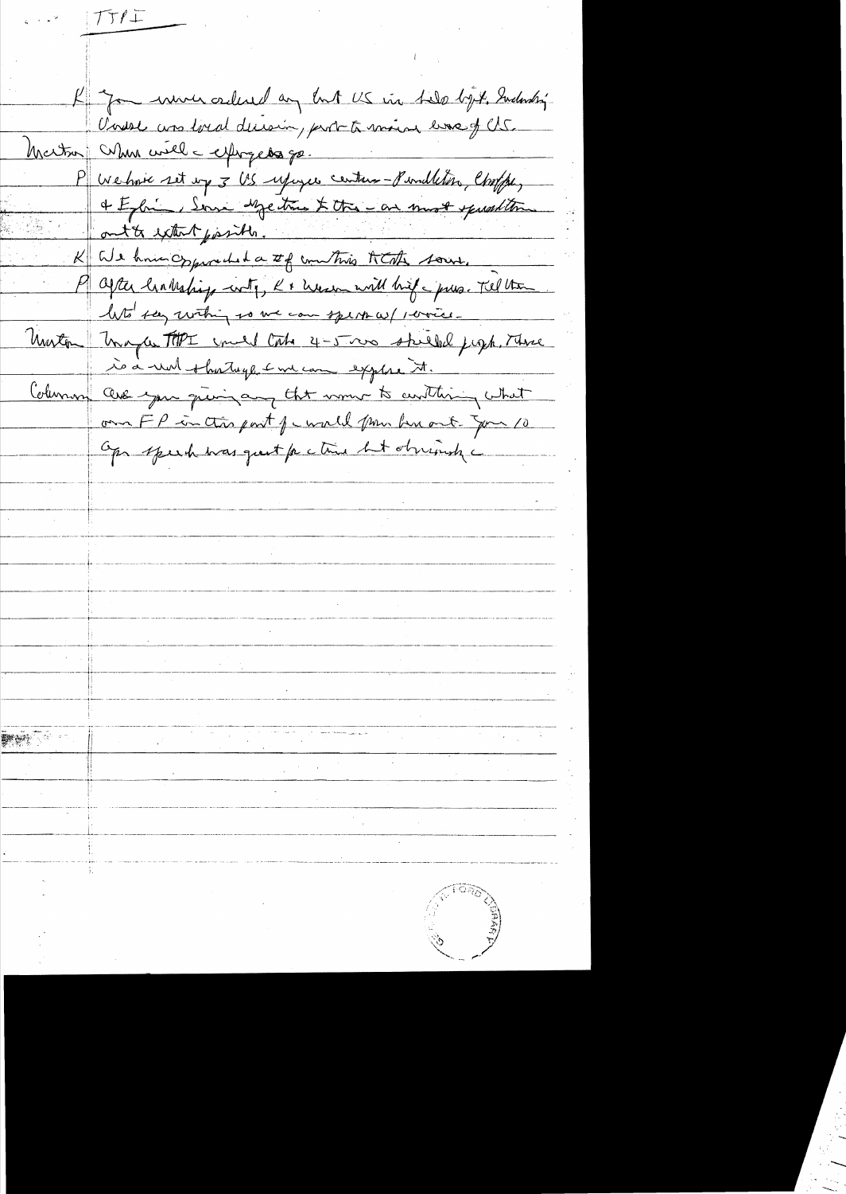TTPI

K You never ordered any but US in Tele Dept. Industry Under was local decision, prior to moving wave of US.

Morton When will c efforgets go.

P We have set up 3 US upgrade centers – Pendleton, Chaffee, & Eglin. Some objections & this – our most questions out to extent possible.

K We have approached a # of countries to take some.

P After leadership conf, K & Weston will brief c press. Tell them let's say nothing so we can speak w/ 1 voice.

Morton Maybe TTPI could take 4-5 000 skilled people. There is a real shortage & we can explore it.

Colmer Are you giving any thought now to outlining what our FP in this part of c world from here out. Your 10 Apr speech was great for c time but obviously c